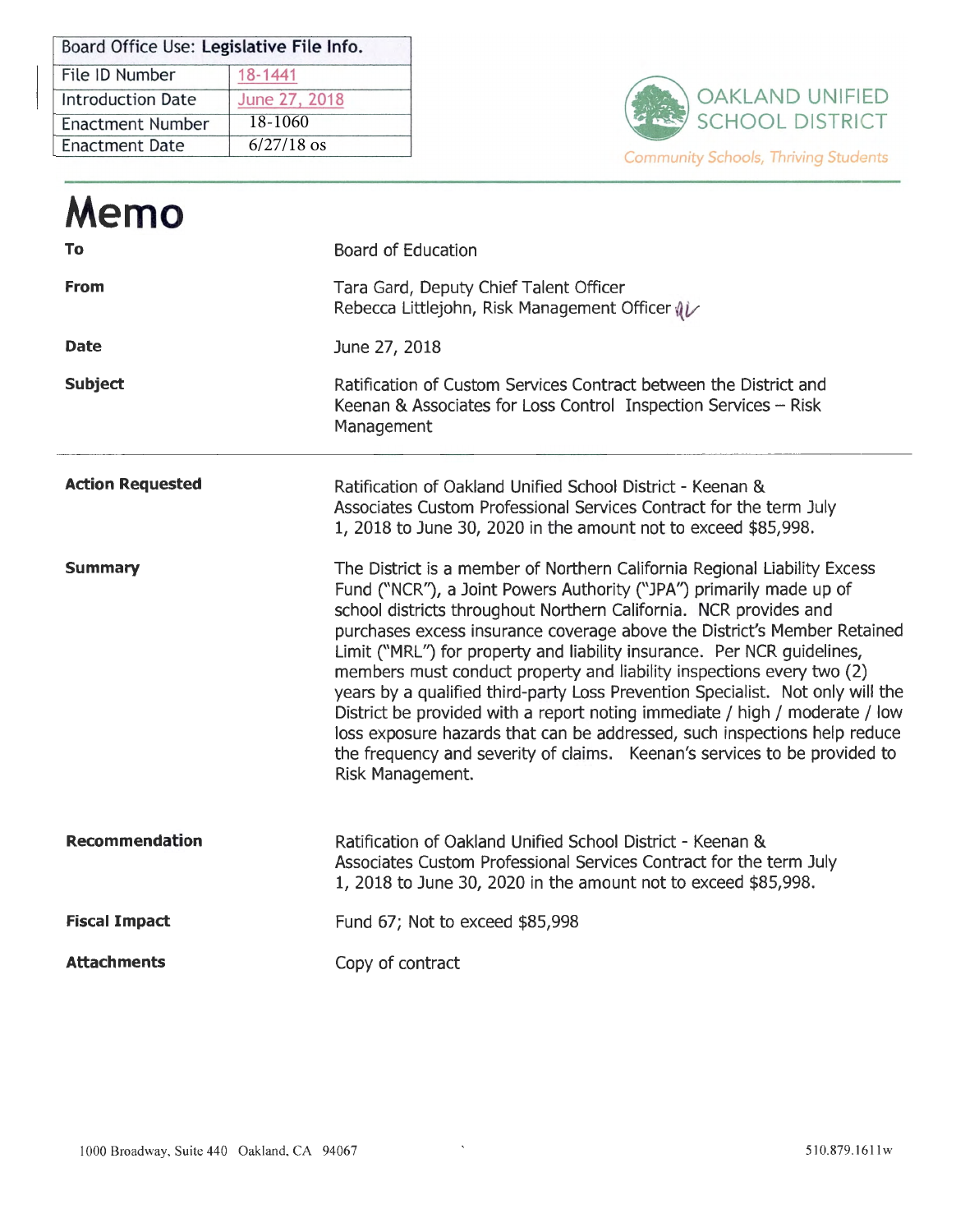| Board Office Use: **Legislative File Info.** | |
|---|---|
| File ID Number | 18-1441 |
| Introduction Date | June 27, 2018 |
| Enactment Number | 18-1060 |
| Enactment Date | 6/27/18 os |

OAKLAND UNIFIED SCHOOL DISTRICT

*Community Schools, Thriving Students*

# Memo

| | |
|---|---|
| **To** | Board of Education |
| **From** | Tara Gard, Deputy Chief Talent Officer<br>Rebecca Littlejohn, Risk Management Officer |
| **Date** | June 27, 2018 |
| **Subject** | Ratification of Custom Services Contract between the District and Keenan & Associates for Loss Control Inspection Services – Risk Management |
| **Action Requested** | Ratification of Oakland Unified School District - Keenan & Associates Custom Professional Services Contract for the term July 1, 2018 to June 30, 2020 in the amount not to exceed $85,998. |
| **Summary** | The District is a member of Northern California Regional Liability Excess Fund ("NCR"), a Joint Powers Authority ("JPA") primarily made up of school districts throughout Northern California. NCR provides and purchases excess insurance coverage above the District's Member Retained Limit ("MRL") for property and liability insurance. Per NCR guidelines, members must conduct property and liability inspections every two (2) years by a qualified third-party Loss Prevention Specialist. Not only will the District be provided with a report noting immediate / high / moderate / low loss exposure hazards that can be addressed, such inspections help reduce the frequency and severity of claims. Keenan's services to be provided to Risk Management. |
| **Recommendation** | Ratification of Oakland Unified School District - Keenan & Associates Custom Professional Services Contract for the term July 1, 2018 to June 30, 2020 in the amount not to exceed $85,998. |
| **Fiscal Impact** | Fund 67; Not to exceed $85,998 |
| **Attachments** | Copy of contract |

1000 Broadway, Suite 440 Oakland, CA 94067 510.879.1611w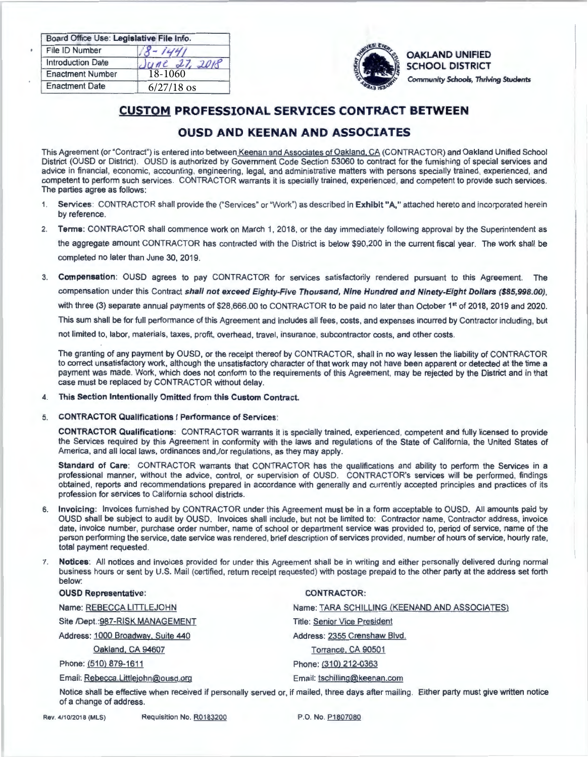| Board Office Use: Legislative File Info. | |
|---|---|
| File ID Number | 18-1441 |
| Introduction Date | June 27, 2018 |
| Enactment Number | 18-1060 |
| Enactment Date | 6/27/18 os |

**OAKLAND UNIFIED SCHOOL DISTRICT**
*Community Schools, Thriving Students*

# CUSTOM PROFESSIONAL SERVICES CONTRACT BETWEEN OUSD AND KEENAN AND ASSOCIATES

This Agreement (or "Contract") is entered into between Keenan and Associates of Oakland, CA (CONTRACTOR) and Oakland Unified School District (OUSD or District). OUSD is authorized by Government Code Section 53060 to contract for the furnishing of special services and advice in financial, economic, accounting, engineering, legal, and administrative matters with persons specially trained, experienced, and competent to perform such services. CONTRACTOR warrants it is specially trained, experienced, and competent to provide such services. The parties agree as follows:

1. **Services**: CONTRACTOR shall provide the ("Services" or "Work") as described in **Exhibit "A,"** attached hereto and incorporated herein by reference.

2. **Terms**: CONTRACTOR shall commence work on March 1, 2018, or the day immediately following approval by the Superintendent as the aggregate amount CONTRACTOR has contracted with the District is below $90,200 in the current fiscal year. The work shall be completed no later than June 30, 2019.

3. **Compensation**: OUSD agrees to pay CONTRACTOR for services satisfactorily rendered pursuant to this Agreement. The compensation under this Contract ***shall not exceed Eighty-Five Thousand, Nine Hundred and Ninety-Eight Dollars ($85,998.00)***, with three (3) separate annual payments of $28,666.00 to CONTRACTOR to be paid no later than October 1st of 2018, 2019 and 2020. This sum shall be for full performance of this Agreement and includes all fees, costs, and expenses incurred by Contractor including, but not limited to, labor, materials, taxes, profit, overhead, travel, insurance, subcontractor costs, and other costs.

   The granting of any payment by OUSD, or the receipt thereof by CONTRACTOR, shall in no way lessen the liability of CONTRACTOR to correct unsatisfactory work, although the unsatisfactory character of that work may not have been apparent or detected at the time a payment was made. Work, which does not conform to the requirements of this Agreement, may be rejected by the District and in that case must be replaced by CONTRACTOR without delay.

4. **This Section Intentionally Omitted from this Custom Contract.**

5. **CONTRACTOR Qualifications / Performance of Services**:

   **CONTRACTOR Qualifications**: CONTRACTOR warrants it is specially trained, experienced, competent and fully licensed to provide the Services required by this Agreement in conformity with the laws and regulations of the State of California, the United States of America, and all local laws, ordinances and,/or regulations, as they may apply.

   **Standard of Care**: CONTRACTOR warrants that CONTRACTOR has the qualifications and ability to perform the Services in a professional manner, without the advice, control, or supervision of OUSD. CONTRACTOR's services will be performed, findings obtained, reports and recommendations prepared in accordance with generally and currently accepted principles and practices of its profession for services to California school districts.

6. **Invoicing**: Invoices furnished by CONTRACTOR under this Agreement must be in a form acceptable to OUSD. All amounts paid by OUSD shall be subject to audit by OUSD. Invoices shall include, but not be limited to: Contractor name, Contractor address, invoice date, invoice number, purchase order number, name of school or department service was provided to, period of service, name of the person performing the service, date service was rendered, brief description of services provided, number of hours of service, hourly rate, total payment requested.

7. **Notices**: All notices and invoices provided for under this Agreement shall be in writing and either personally delivered during normal business hours or sent by U.S. Mail (certified, return receipt requested) with postage prepaid to the other party at the address set forth below:

| **OUSD Representative:** | **CONTRACTOR:** |
|---|---|
| Name: REBECCA LITTLEJOHN | Name: TARA SCHILLING (KEENAND AND ASSOCIATES) |
| Site /Dept.:987-RISK MANAGEMENT | Title: Senior Vice President |
| Address: 1000 Broadway, Suite 440 | Address: 2355 Crenshaw Blvd. |
| Oakland, CA 94607 | Torrance, CA 90501 |
| Phone: (510) 879-1611 | Phone: (310) 212-0363 |
| Email: Rebecca.Littlejohn@ousd.org | Email: tschilling@keenan.com |

Notice shall be effective when received if personally served or, if mailed, three days after mailing. Either party must give written notice of a change of address.

Rev. 4/10/2018 (MLS) Requisition No. R0183200 P.O. No. P1807080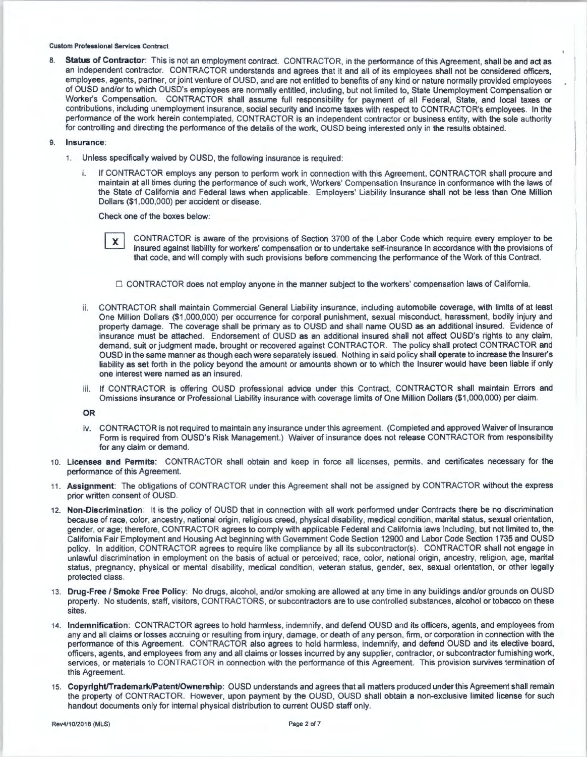8. **Status of Contractor**: This is not an employment contract. CONTRACTOR, in the performance of this Agreement, shall be and act as an independent contractor. CONTRACTOR understands and agrees that it and all of its employees shall not be considered officers, employees, agents, partner, or joint venture of OUSD, and are not entitled to benefits of any kind or nature normally provided employees of OUSD and/or to which OUSD's employees are normally entitled, including, but not limited to, State Unemployment Compensation or Worker's Compensation. CONTRACTOR shall assume full responsibility for payment of all Federal, State, and local taxes or contributions, including unemployment insurance, social security and income taxes with respect to CONTRACTOR's employees. In the performance of the work herein contemplated, CONTRACTOR is an independent contractor or business entity, with the sole authority for controlling and directing the performance of the details of the work, OUSD being interested only in the results obtained.

9. **Insurance**:

   1. Unless specifically waived by OUSD, the following insurance is required:

      i. If CONTRACTOR employs any person to perform work in connection with this Agreement, CONTRACTOR shall procure and maintain at all times during the performance of such work, Workers' Compensation Insurance in conformance with the laws of the State of California and Federal laws when applicable. Employers' Liability Insurance shall not be less than One Million Dollars ($1,000,000) per accident or disease.

      Check one of the boxes below:

      ☒ CONTRACTOR is aware of the provisions of Section 3700 of the Labor Code which require every employer to be insured against liability for workers' compensation or to undertake self-insurance in accordance with the provisions of that code, and will comply with such provisions before commencing the performance of the Work of this Contract.

      ☐ CONTRACTOR does not employ anyone in the manner subject to the workers' compensation laws of California.

      ii. CONTRACTOR shall maintain Commercial General Liability insurance, including automobile coverage, with limits of at least One Million Dollars ($1,000,000) per occurrence for corporal punishment, sexual misconduct, harassment, bodily injury and property damage. The coverage shall be primary as to OUSD and shall name OUSD as an additional insured. Evidence of insurance must be attached. Endorsement of OUSD as an additional insured shall not affect OUSD's rights to any claim, demand, suit or judgment made, brought or recovered against CONTRACTOR. The policy shall protect CONTRACTOR and OUSD in the same manner as though each were separately issued. Nothing in said policy shall operate to increase the Insurer's liability as set forth in the policy beyond the amount or amounts shown or to which the Insurer would have been liable if only one interest were named as an insured.

      iii. If CONTRACTOR is offering OUSD professional advice under this Contract, CONTRACTOR shall maintain Errors and Omissions insurance or Professional Liability insurance with coverage limits of One Million Dollars ($1,000,000) per claim.

      **OR**

      iv. CONTRACTOR is not required to maintain any insurance under this agreement. (Completed and approved Waiver of Insurance Form is required from OUSD's Risk Management.) Waiver of insurance does not release CONTRACTOR from responsibility for any claim or demand.

10. **Licenses and Permits**: CONTRACTOR shall obtain and keep in force all licenses, permits, and certificates necessary for the performance of this Agreement.

11. **Assignment**: The obligations of CONTRACTOR under this Agreement shall not be assigned by CONTRACTOR without the express prior written consent of OUSD.

12. **Non-Discrimination**: It is the policy of OUSD that in connection with all work performed under Contracts there be no discrimination because of race, color, ancestry, national origin, religious creed, physical disability, medical condition, marital status, sexual orientation, gender, or age; therefore, CONTRACTOR agrees to comply with applicable Federal and California laws including, but not limited to, the California Fair Employment and Housing Act beginning with Government Code Section 12900 and Labor Code Section 1735 and OUSD policy. In addition, CONTRACTOR agrees to require like compliance by all its subcontractor(s). CONTRACTOR shall not engage in unlawful discrimination in employment on the basis of actual or perceived; race, color, national origin, ancestry, religion, age, marital status, pregnancy, physical or mental disability, medical condition, veteran status, gender, sex, sexual orientation, or other legally protected class.

13. **Drug-Free / Smoke Free Policy**: No drugs, alcohol, and/or smoking are allowed at any time in any buildings and/or grounds on OUSD property. No students, staff, visitors, CONTRACTORS, or subcontractors are to use controlled substances, alcohol or tobacco on these sites.

14. **Indemnification**: CONTRACTOR agrees to hold harmless, indemnify, and defend OUSD and its officers, agents, and employees from any and all claims or losses accruing or resulting from injury, damage, or death of any person, firm, or corporation in connection with the performance of this Agreement. CONTRACTOR also agrees to hold harmless, indemnify, and defend OUSD and its elective board, officers, agents, and employees from any and all claims or losses incurred by any supplier, contractor, or subcontractor furnishing work, services, or materials to CONTRACTOR in connection with the performance of this Agreement. This provision survives termination of this Agreement.

15. **Copyright/Trademark/Patent/Ownership**: OUSD understands and agrees that all matters produced under this Agreement shall remain the property of CONTRACTOR. However, upon payment by the OUSD, OUSD shall obtain a non-exclusive limited license for such handout documents only for internal physical distribution to current OUSD staff only.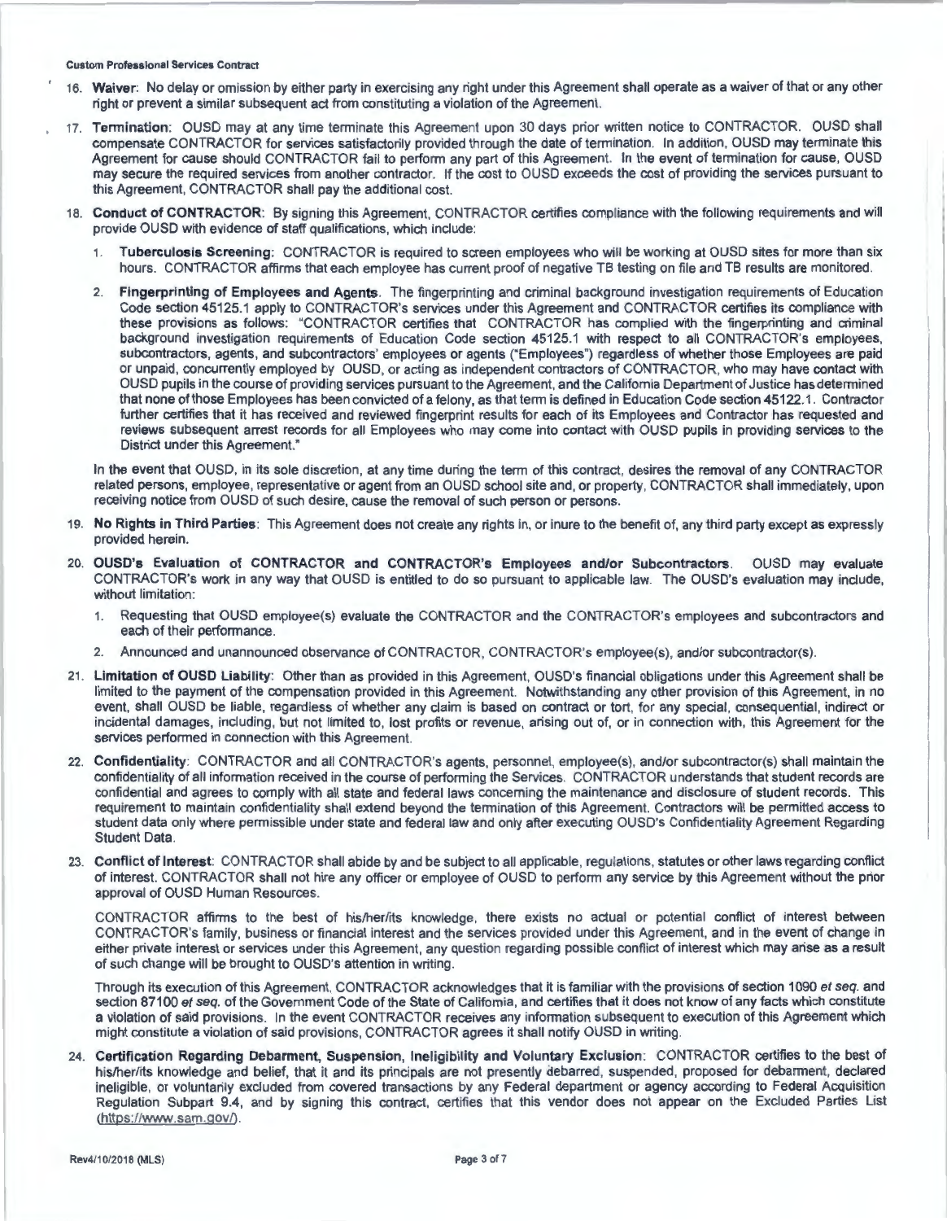16. **Waiver**: No delay or omission by either party in exercising any right under this Agreement shall operate as a waiver of that or any other right or prevent a similar subsequent act from constituting a violation of the Agreement.

17. **Termination**: OUSD may at any time terminate this Agreement upon 30 days prior written notice to CONTRACTOR. OUSD shall compensate CONTRACTOR for services satisfactorily provided through the date of termination. In addition, OUSD may terminate this Agreement for cause should CONTRACTOR fail to perform any part of this Agreement. In the event of termination for cause, OUSD may secure the required services from another contractor. If the cost to OUSD exceeds the cost of providing the services pursuant to this Agreement, CONTRACTOR shall pay the additional cost.

18. **Conduct of CONTRACTOR**: By signing this Agreement, CONTRACTOR certifies compliance with the following requirements and will provide OUSD with evidence of staff qualifications, which include:

    1. **Tuberculosis Screening**: CONTRACTOR is required to screen employees who will be working at OUSD sites for more than six hours. CONTRACTOR affirms that each employee has current proof of negative TB testing on file and TB results are monitored.

    2. **Fingerprinting of Employees and Agents**. The fingerprinting and criminal background investigation requirements of Education Code section 45125.1 apply to CONTRACTOR's services under this Agreement and CONTRACTOR certifies its compliance with these provisions as follows: "CONTRACTOR certifies that CONTRACTOR has complied with the fingerprinting and criminal background investigation requirements of Education Code section 45125.1 with respect to all CONTRACTOR's employees, subcontractors, agents, and subcontractors' employees or agents ("Employees") regardless of whether those Employees are paid or unpaid, concurrently employed by OUSD, or acting as independent contractors of CONTRACTOR, who may have contact with OUSD pupils in the course of providing services pursuant to the Agreement, and the California Department of Justice has determined that none of those Employees has been convicted of a felony, as that term is defined in Education Code section 45122.1. Contractor further certifies that it has received and reviewed fingerprint results for each of its Employees and Contractor has requested and reviews subsequent arrest records for all Employees who may come into contact with OUSD pupils in providing services to the District under this Agreement."

    In the event that OUSD, in its sole discretion, at any time during the term of this contract, desires the removal of any CONTRACTOR related persons, employee, representative or agent from an OUSD school site and, or property, CONTRACTOR shall immediately, upon receiving notice from OUSD of such desire, cause the removal of such person or persons.

19. **No Rights in Third Parties**: This Agreement does not create any rights in, or inure to the benefit of, any third party except as expressly provided herein.

20. **OUSD's Evaluation of CONTRACTOR and CONTRACTOR's Employees and/or Subcontractors**. OUSD may evaluate CONTRACTOR's work in any way that OUSD is entitled to do so pursuant to applicable law. The OUSD's evaluation may include, without limitation:

    1. Requesting that OUSD employee(s) evaluate the CONTRACTOR and the CONTRACTOR's employees and subcontractors and each of their performance.
    2. Announced and unannounced observance of CONTRACTOR, CONTRACTOR's employee(s), and/or subcontractor(s).

21. **Limitation of OUSD Liability**: Other than as provided in this Agreement, OUSD's financial obligations under this Agreement shall be limited to the payment of the compensation provided in this Agreement. Notwithstanding any other provision of this Agreement, in no event, shall OUSD be liable, regardless of whether any claim is based on contract or tort, for any special, consequential, indirect or incidental damages, including, but not limited to, lost profits or revenue, arising out of, or in connection with, this Agreement for the services performed in connection with this Agreement.

22. **Confidentiality**: CONTRACTOR and all CONTRACTOR's agents, personnel, employee(s), and/or subcontractor(s) shall maintain the confidentiality of all information received in the course of performing the Services. CONTRACTOR understands that student records are confidential and agrees to comply with all state and federal laws concerning the maintenance and disclosure of student records. This requirement to maintain confidentiality shall extend beyond the termination of this Agreement. Contractors will be permitted access to student data only where permissible under state and federal law and only after executing OUSD's Confidentiality Agreement Regarding Student Data.

23. **Conflict of Interest**: CONTRACTOR shall abide by and be subject to all applicable, regulations, statutes or other laws regarding conflict of interest. CONTRACTOR shall not hire any officer or employee of OUSD to perform any service by this Agreement without the prior approval of OUSD Human Resources.

    CONTRACTOR affirms to the best of his/her/its knowledge, there exists no actual or potential conflict of interest between CONTRACTOR's family, business or financial interest and the services provided under this Agreement, and in the event of change in either private interest or services under this Agreement, any question regarding possible conflict of interest which may arise as a result of such change will be brought to OUSD's attention in writing.

    Through its execution of this Agreement, CONTRACTOR acknowledges that it is familiar with the provisions of section 1090 *et seq.* and section 87100 *et seq.* of the Government Code of the State of California, and certifies that it does not know of any facts which constitute a violation of said provisions. In the event CONTRACTOR receives any information subsequent to execution of this Agreement which might constitute a violation of said provisions, CONTRACTOR agrees it shall notify OUSD in writing.

24. **Certification Regarding Debarment, Suspension, Ineligibility and Voluntary Exclusion**: CONTRACTOR certifies to the best of his/her/its knowledge and belief, that it and its principals are not presently debarred, suspended, proposed for debarment, declared ineligible, or voluntarily excluded from covered transactions by any Federal department or agency according to Federal Acquisition Regulation Subpart 9.4, and by signing this contract, certifies that this vendor does not appear on the Excluded Parties List (https://www.sam.gov/).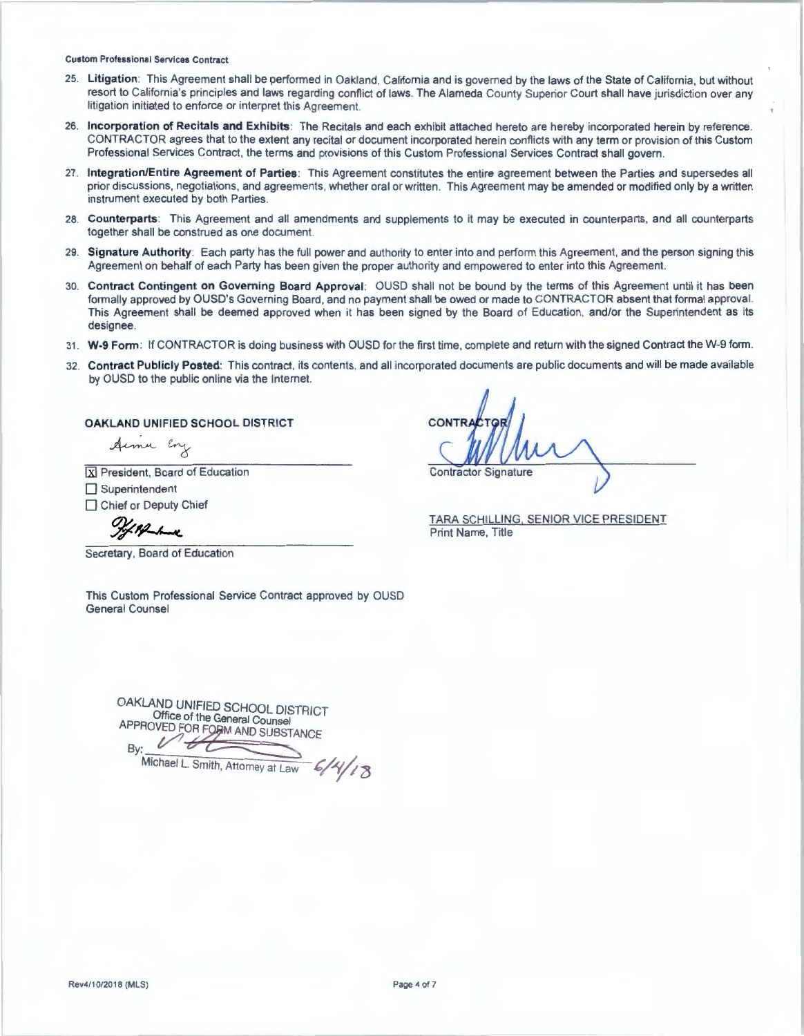25. **Litigation**: This Agreement shall be performed in Oakland, California and is governed by the laws of the State of California, but without resort to California's principles and laws regarding conflict of laws. The Alameda County Superior Court shall have jurisdiction over any litigation initiated to enforce or interpret this Agreement.
26. **Incorporation of Recitals and Exhibits**: The Recitals and each exhibit attached hereto are hereby incorporated herein by reference. CONTRACTOR agrees that to the extent any recital or document incorporated herein conflicts with any term or provision of this Custom Professional Services Contract, the terms and provisions of this Custom Professional Services Contract shall govern.
27. **Integration/Entire Agreement of Parties**: This Agreement constitutes the entire agreement between the Parties and supersedes all prior discussions, negotiations, and agreements, whether oral or written. This Agreement may be amended or modified only by a written instrument executed by both Parties.
28. **Counterparts**: This Agreement and all amendments and supplements to it may be executed in counterparts, and all counterparts together shall be construed as one document.
29. **Signature Authority**: Each party has the full power and authority to enter into and perform this Agreement, and the person signing this Agreement on behalf of each Party has been given the proper authority and empowered to enter into this Agreement.
30. **Contract Contingent on Governing Board Approval**: OUSD shall not be bound by the terms of this Agreement until it has been formally approved by OUSD's Governing Board, and no payment shall be owed or made to CONTRACTOR absent that formal approval. This Agreement shall be deemed approved when it has been signed by the Board of Education, and/or the Superintendent as its designee.
31. **W-9 Form**: If CONTRACTOR is doing business with OUSD for the first time, complete and return with the signed Contract the W-9 form.
32. **Contract Publicly Posted**: This contract, its contents, and all incorporated documents are public documents and will be made available by OUSD to the public online via the Internet.

**OAKLAND UNIFIED SCHOOL DISTRICT**

Aimee Eng

[X] President, Board of Education
[ ] Superintendent
[ ] Chief or Deputy Chief

Secretary, Board of Education

**CONTRACTOR**

Contractor Signature

TARA SCHILLING, SENIOR VICE PRESIDENT
Print Name, Title

This Custom Professional Service Contract approved by OUSD General Counsel

OAKLAND UNIFIED SCHOOL DISTRICT
Office of the General Counsel
APPROVED FOR FORM AND SUBSTANCE

By: ________________
Michael L. Smith, Attorney at Law 6/4/18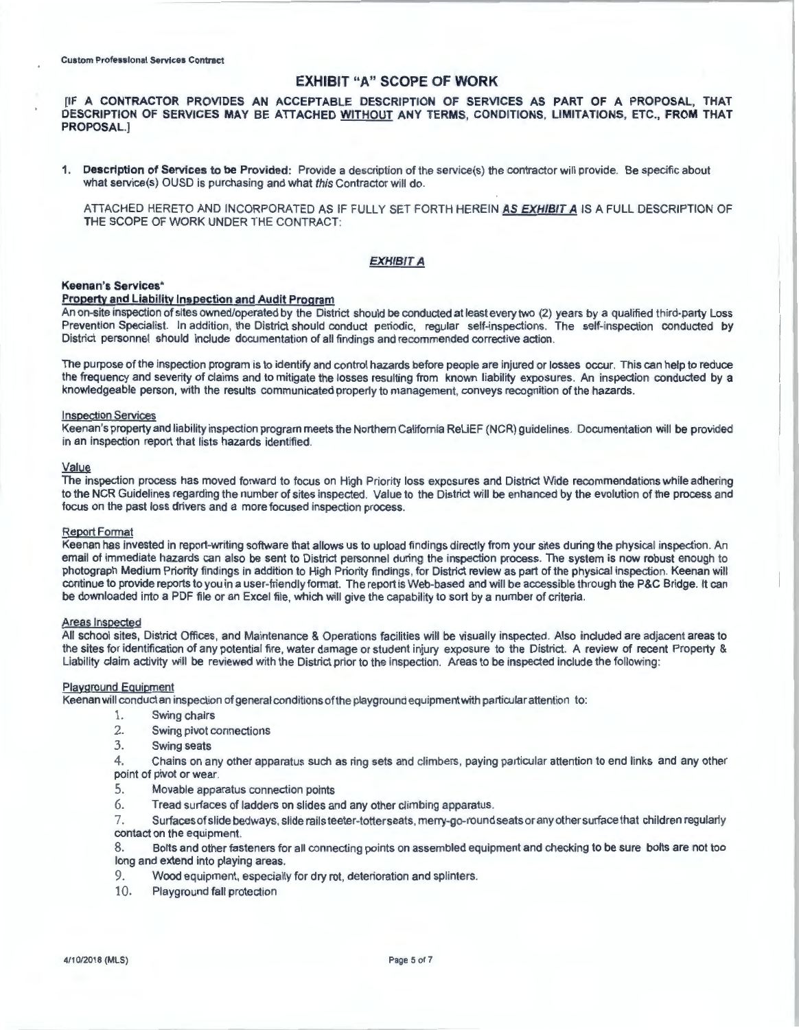# EXHIBIT "A" SCOPE OF WORK

**[IF A CONTRACTOR PROVIDES AN ACCEPTABLE DESCRIPTION OF SERVICES AS PART OF A PROPOSAL, THAT DESCRIPTION OF SERVICES MAY BE ATTACHED <u>WITHOUT</u> ANY TERMS, CONDITIONS, LIMITATIONS, ETC., FROM THAT PROPOSAL.]**

1. **Description of Services to be Provided:** Provide a description of the service(s) the contractor will provide. Be specific about what service(s) OUSD is purchasing and what *this* Contractor will do.

   ATTACHED HERETO AND INCORPORATED AS IF FULLY SET FORTH HEREIN ***<u>AS EXHIBIT A</u>*** IS A FULL DESCRIPTION OF THE SCOPE OF WORK UNDER THE CONTRACT:

## ***<u>EXHIBIT A</u>***

**Keenan's Services***

**<u>Property and Liability Inspection and Audit Program</u>**

An on-site inspection of sites owned/operated by the District should be conducted at least every two (2) years by a qualified third-party Loss Prevention Specialist. In addition, the District should conduct periodic, regular self-inspections. The self-inspection conducted by District personnel should include documentation of all findings and recommended corrective action.

The purpose of the inspection program is to identify and control hazards before people are injured or losses occur. This can help to reduce the frequency and severity of claims and to mitigate the losses resulting from known liability exposures. An inspection conducted by a knowledgeable person, with the results communicated properly to management, conveys recognition of the hazards.

<u>Inspection Services</u>

Keenan's property and liability inspection program meets the Northern California ReLiEF (NCR) guidelines. Documentation will be provided in an inspection report that lists hazards identified.

<u>Value</u>

The inspection process has moved forward to focus on High Priority loss exposures and District Wide recommendations while adhering to the NCR Guidelines regarding the number of sites inspected. Value to the District will be enhanced by the evolution of the process and focus on the past loss drivers and a more focused inspection process.

<u>Report Format</u>

Keenan has invested in report-writing software that allows us to upload findings directly from your sites during the physical inspection. An email of immediate hazards can also be sent to District personnel during the inspection process. The system is now robust enough to photograph Medium Priority findings in addition to High Priority findings, for District review as part of the physical inspection. Keenan will continue to provide reports to you in a user-friendly format. The report is Web-based and will be accessible through the P&C Bridge. It can be downloaded into a PDF file or an Excel file, which will give the capability to sort by a number of criteria.

<u>Areas Inspected</u>

All school sites, District Offices, and Maintenance & Operations facilities will be visually inspected. Also included are adjacent areas to the sites for identification of any potential fire, water damage or student injury exposure to the District. A review of recent Property & Liability claim activity will be reviewed with the District prior to the inspection. Areas to be inspected include the following:

<u>Playground Equipment</u>

Keenan will conduct an inspection of general conditions of the playground equipment with particular attention to:

1. Swing chairs
2. Swing pivot connections
3. Swing seats
4. Chains on any other apparatus such as ring sets and climbers, paying particular attention to end links and any other point of pivot or wear.
5. Movable apparatus connection points
6. Tread surfaces of ladders on slides and any other climbing apparatus.
7. Surfaces of slide bedways, slide rails teeter-totter seats, merry-go-round seats or any other surface that children regularly contact on the equipment.
8. Bolts and other fasteners for all connecting points on assembled equipment and checking to be sure bolts are not too long and extend into playing areas.
9. Wood equipment, especially for dry rot, deterioration and splinters.
10. Playground fall protection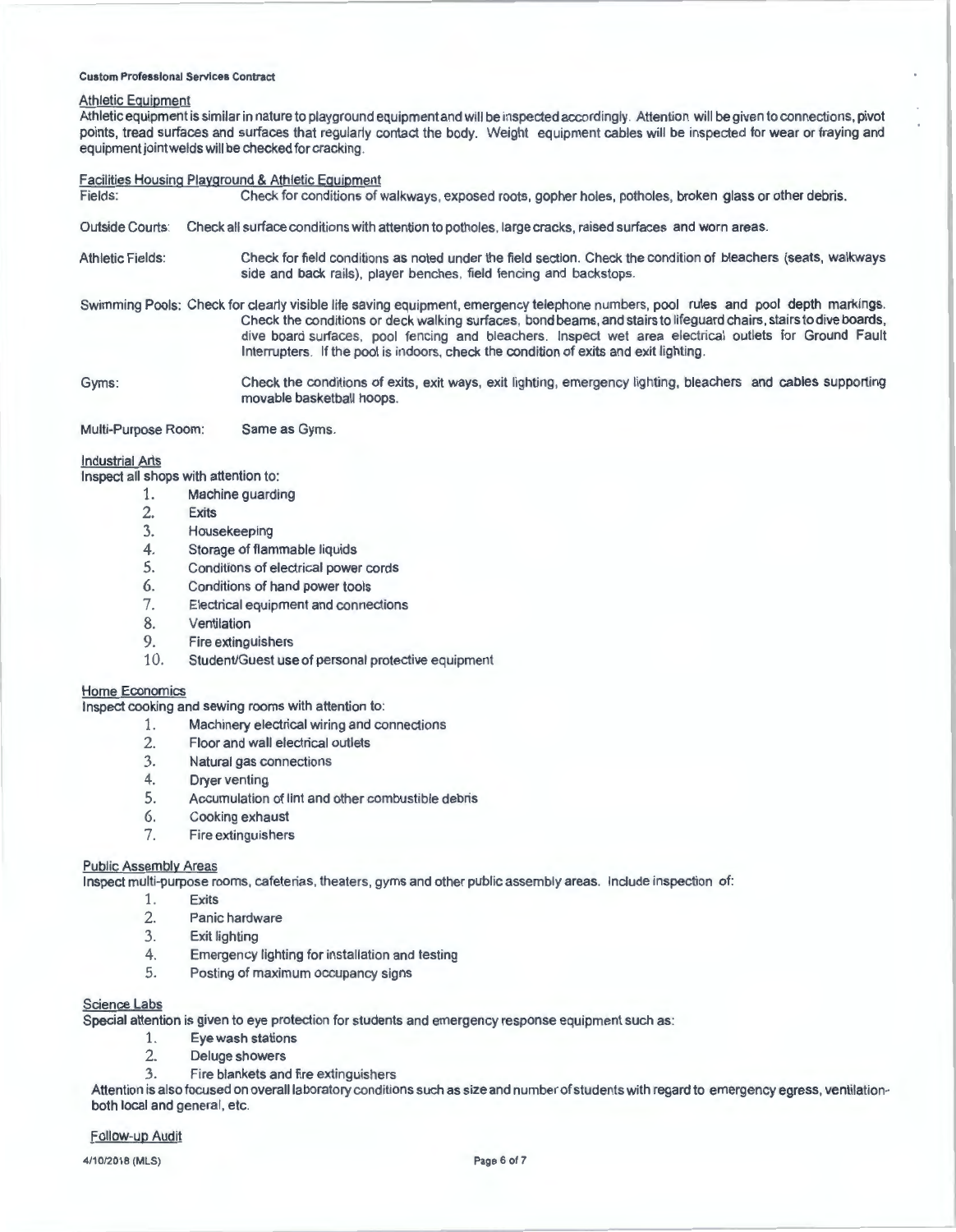#### Athletic Equipment

Athletic equipment is similar in nature to playground equipment and will be inspected accordingly. Attention will be given to connections, pivot points, tread surfaces and surfaces that regularly contact the body. Weight equipment cables will be inspected for wear or fraying and equipment joint welds will be checked for cracking.

#### Facilities Housing Playground & Athletic Equipment

Fields: Check for conditions of walkways, exposed roots, gopher holes, potholes, broken glass or other debris.

Outside Courts: Check all surface conditions with attention to potholes, large cracks, raised surfaces and worn areas.

Athletic Fields: Check for field conditions as noted under the field section. Check the condition of bleachers (seats, walkways side and back rails), player benches, field fencing and backstops.

Swimming Pools: Check for clearly visible life saving equipment, emergency telephone numbers, pool rules and pool depth markings. Check the conditions or deck walking surfaces, bond beams, and stairs to lifeguard chairs, stairs to dive boards, dive board surfaces, pool fencing and bleachers. Inspect wet area electrical outlets for Ground Fault Interrupters. If the pool is indoors, check the condition of exits and exit lighting.

Gyms: Check the conditions of exits, exit ways, exit lighting, emergency lighting, bleachers and cables supporting movable basketball hoops.

Multi-Purpose Room: Same as Gyms.

#### Industrial Arts

Inspect all shops with attention to:

1. Machine guarding
2. Exits
3. Housekeeping
4. Storage of flammable liquids
5. Conditions of electrical power cords
6. Conditions of hand power tools
7. Electrical equipment and connections
8. Ventilation
9. Fire extinguishers
10. Student/Guest use of personal protective equipment

#### Home Economics

Inspect cooking and sewing rooms with attention to:

1. Machinery electrical wiring and connections
2. Floor and wall electrical outlets
3. Natural gas connections
4. Dryer venting
5. Accumulation of lint and other combustible debris
6. Cooking exhaust
7. Fire extinguishers

#### Public Assembly Areas

Inspect multi-purpose rooms, cafeterias, theaters, gyms and other public assembly areas. Include inspection of:

1. Exits
2. Panic hardware
3. Exit lighting
4. Emergency lighting for installation and testing
5. Posting of maximum occupancy signs

#### Science Labs

Special attention is given to eye protection for students and emergency response equipment such as:

1. Eye wash stations
2. Deluge showers
3. Fire blankets and fire extinguishers

Attention is also focused on overall laboratory conditions such as size and number of students with regard to emergency egress, ventilation- both local and general, etc.

#### Follow-up Audit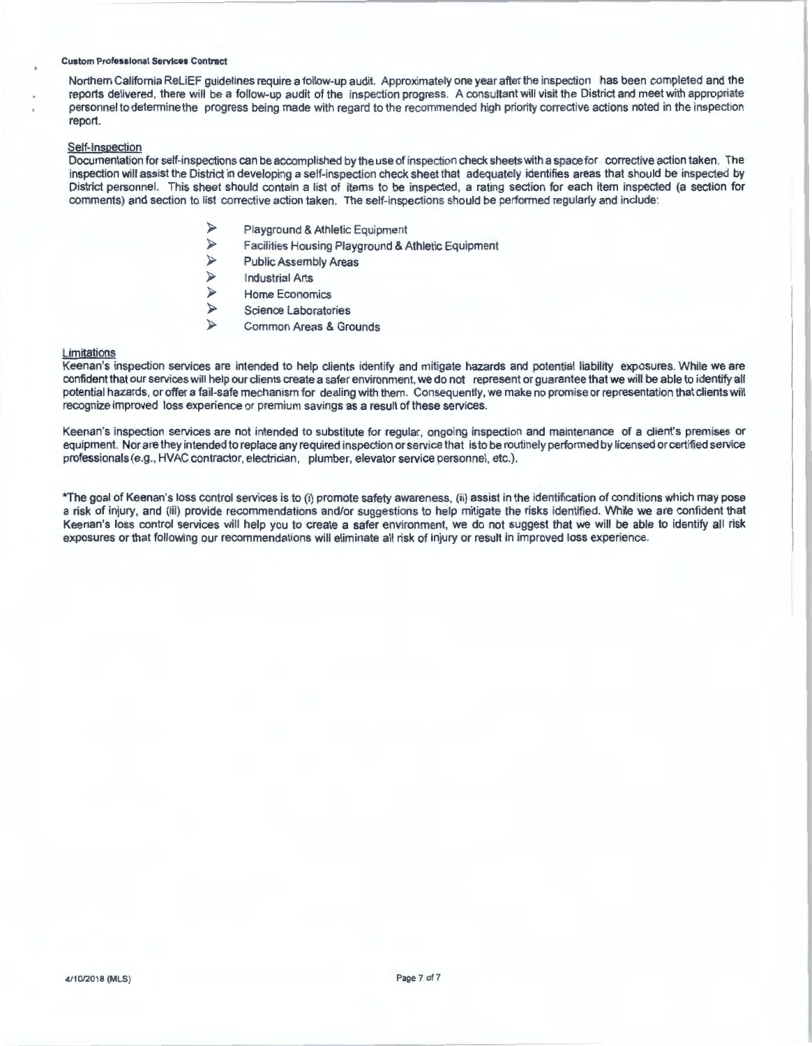Northern California ReLiEF guidelines require a follow-up audit. Approximately one year after the inspection has been completed and the reports delivered, there will be a follow-up audit of the inspection progress. A consultant will visit the District and meet with appropriate personnel to determine the progress being made with regard to the recommended high priority corrective actions noted in the inspection report.

Self-Inspection

Documentation for self-inspections can be accomplished by the use of inspection check sheets with a space for corrective action taken. The inspection will assist the District in developing a self-inspection check sheet that adequately identifies areas that should be inspected by District personnel. This sheet should contain a list of items to be inspected, a rating section for each item inspected (a section for comments) and section to list corrective action taken. The self-inspections should be performed regularly and include:

- Playground & Athletic Equipment
- Facilities Housing Playground & Athletic Equipment
- Public Assembly Areas
- Industrial Arts
- Home Economics
- Science Laboratories
- Common Areas & Grounds

Limitations

Keenan's inspection services are intended to help clients identify and mitigate hazards and potential liability exposures. While we are confident that our services will help our clients create a safer environment, we do not represent or guarantee that we will be able to identify all potential hazards, or offer a fail-safe mechanism for dealing with them. Consequently, we make no promise or representation that clients will recognize improved loss experience or premium savings as a result of these services.

Keenan's inspection services are not intended to substitute for regular, ongoing inspection and maintenance of a client's premises or equipment. Nor are they intended to replace any required inspection or service that is to be routinely performed by licensed or certified service professionals (e.g., HVAC contractor, electrician, plumber, elevator service personnel, etc.).

*The goal of Keenan's loss control services is to (i) promote safety awareness, (ii) assist in the identification of conditions which may pose a risk of injury, and (iii) provide recommendations and/or suggestions to help mitigate the risks identified. While we are confident that Keenan's loss control services will help you to create a safer environment, we do not suggest that we will be able to identify all risk exposures or that following our recommendations will eliminate all risk of injury or result in improved loss experience.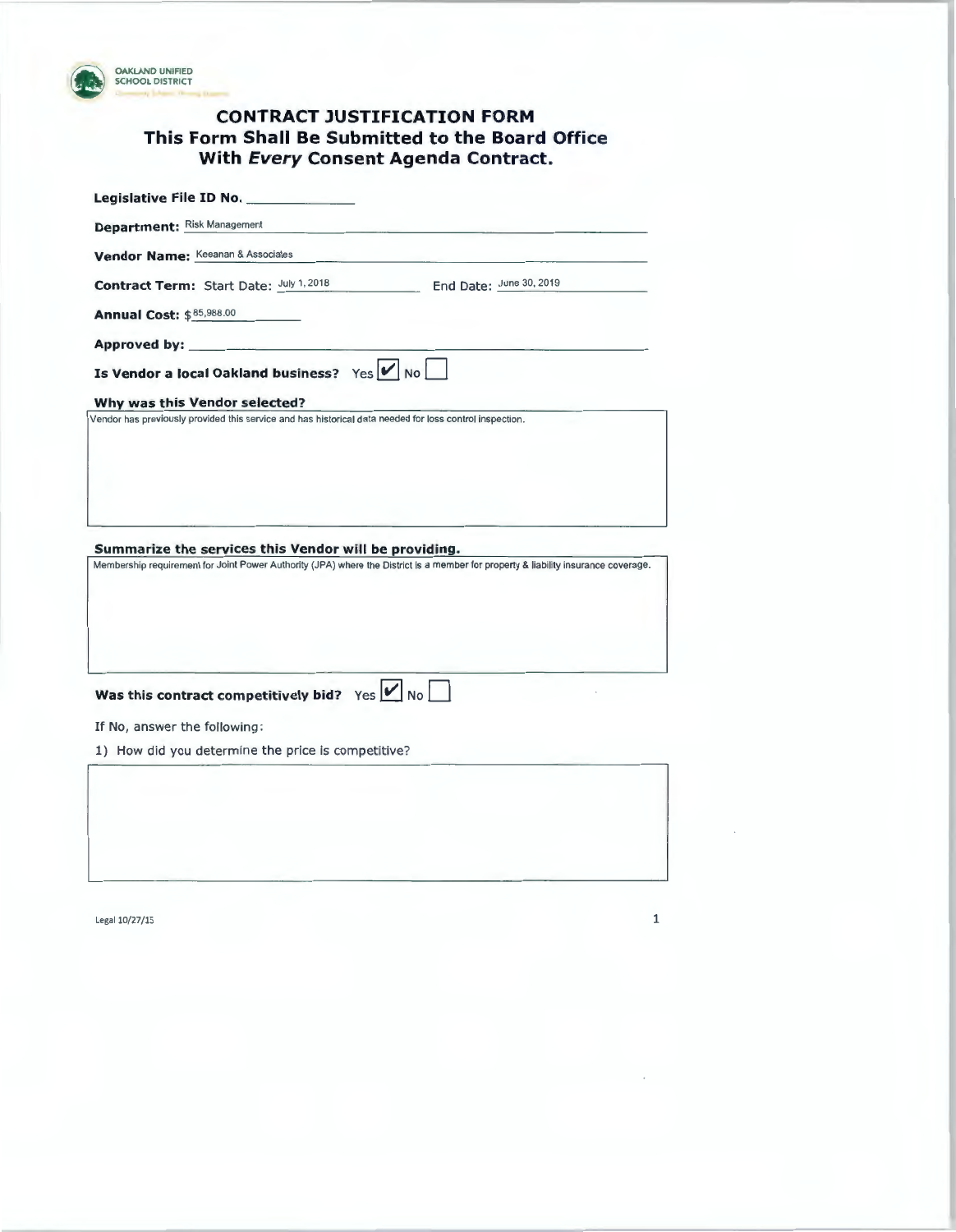OAKLAND UNIFIED SCHOOL DISTRICT

# CONTRACT JUSTIFICATION FORM
## This Form Shall Be Submitted to the Board Office With *Every* Consent Agenda Contract.

**Legislative File ID No.** ______________

**Department:** Risk Management

**Vendor Name:** Keeanan & Associates

**Contract Term:** Start Date: July 1, 2018 End Date: June 30, 2019

**Annual Cost:** $85,988.00

**Approved by:** ______________

**Is Vendor a local Oakland business?** Yes ☑ No ☐

**Why was this Vendor selected?**

Vendor has previously provided this service and has historical data needed for loss control inspection.

**Summarize the services this Vendor will be providing.**

Membership requirement for Joint Power Authority (JPA) where the District is a member for property & liability insurance coverage.

**Was this contract competitively bid?** Yes ☑ No ☐

If No, answer the following:

1) How did you determine the price is competitive?

Legal 10/27/15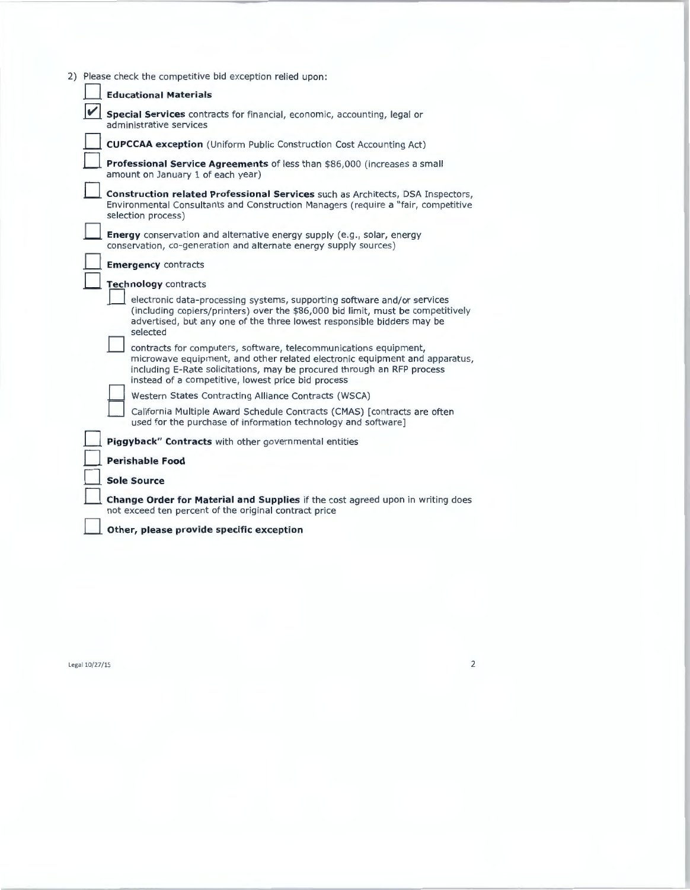2) Please check the competitive bid exception relied upon:

- [ ] **Educational Materials**
- [x] **Special Services** contracts for financial, economic, accounting, legal or administrative services
- [ ] **CUPCCAA exception** (Uniform Public Construction Cost Accounting Act)
- [ ] **Professional Service Agreements** of less than $86,000 (increases a small amount on January 1 of each year)
- [ ] **Construction related Professional Services** such as Architects, DSA Inspectors, Environmental Consultants and Construction Managers (require a "fair, competitive selection process)
- [ ] **Energy** conservation and alternative energy supply (e.g., solar, energy conservation, co-generation and alternate energy supply sources)
- [ ] **Emergency** contracts
- [ ] **Technology** contracts
  - [ ] electronic data-processing systems, supporting software and/or services (including copiers/printers) over the $86,000 bid limit, must be competitively advertised, but any one of the three lowest responsible bidders may be selected
  - [ ] contracts for computers, software, telecommunications equipment, microwave equipment, and other related electronic equipment and apparatus, including E-Rate solicitations, may be procured through an RFP process instead of a competitive, lowest price bid process
  - [ ] Western States Contracting Alliance Contracts (WSCA)
  - [ ] California Multiple Award Schedule Contracts (CMAS) [contracts are often used for the purchase of information technology and software]
- [ ] **Piggyback" Contracts** with other governmental entities
- [ ] **Perishable Food**
- [ ] **Sole Source**
- [ ] **Change Order for Material and Supplies** if the cost agreed upon in writing does not exceed ten percent of the original contract price
- [ ] **Other, please provide specific exception**

Legal 10/27/15